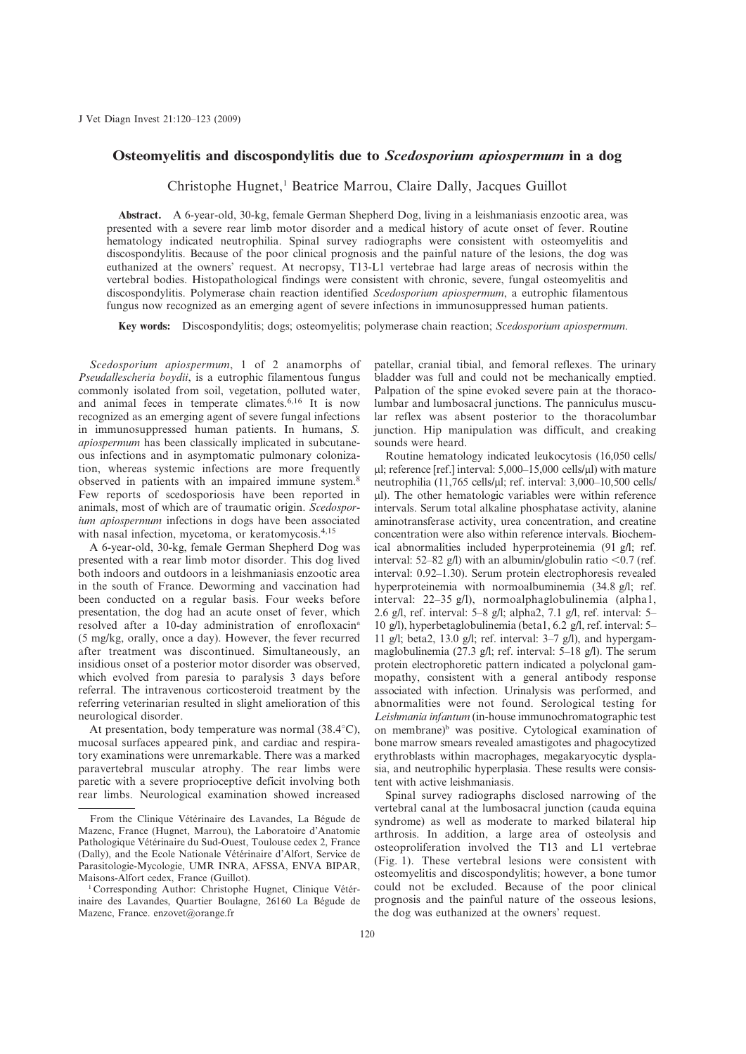# Osteomyelitis and discospondylitis due to *Scedosporium apiospermum* in a dog

Christophe Hugnet,[1] Beatrice Marrou, Claire Dally, Jacques Guillot

**Abstract.** A 6-year-old, 30-kg, female German Shepherd Dog, living in a leishmaniasis enzootic area, was presented with a severe rear limb motor disorder and a medical history of acute onset of fever. Routine hematology indicated neutrophilia. Spinal survey radiographs were consistent with osteomyelitis and discospondylitis. Because of the poor clinical prognosis and the painful nature of the lesions, the dog was euthanized at the owners' request. At necropsy, T13-L1 vertebrae had large areas of necrosis within the vertebral bodies. Histopathological findings were consistent with chronic, severe, fungal osteomyelitis and discospondylitis. Polymerase chain reaction identified *Scedosporium apiospermum*, a eutrophic filamentous fungus now recognized as an emerging agent of severe infections in immunosuppressed human patients.

**Key words:** Discospondylitis; dogs; osteomyelitis; polymerase chain reaction; *Scedosporium apiospermum*.

*Scedosporium apiospermum*, 1 of 2 anamorphs of *Pseudallescheria boydii*, is a eutrophic filamentous fungus commonly isolated from soil, vegetation, polluted water, and animal feces in temperate climates.[6,16] It is now recognized as an emerging agent of severe fungal infections in immunosuppressed human patients. In humans, *S. apiospermum* has been classically implicated in subcutaneous infections and in asymptomatic pulmonary colonization, whereas systemic infections are more frequently observed in patients with an impaired immune system.[8] Few reports of scedosporiosis have been reported in animals, most of which are of traumatic origin. *Scedosporium apiospermum* infections in dogs have been associated with nasal infection, mycetoma, or keratomycosis.[4,15]

A 6-year-old, 30-kg, female German Shepherd Dog was presented with a rear limb motor disorder. This dog lived both indoors and outdoors in a leishmaniasis enzootic area in the south of France. Deworming and vaccination had been conducted on a regular basis. Four weeks before presentation, the dog had an acute onset of fever, which resolved after a 10-day administration of enrofloxacin[a] (5 mg/kg, orally, once a day). However, the fever recurred after treatment was discontinued. Simultaneously, an insidious onset of a posterior motor disorder was observed, which evolved from paresia to paralysis 3 days before referral. The intravenous corticosteroid treatment by the referring veterinarian resulted in slight amelioration of this neurological disorder.

At presentation, body temperature was normal (38.4°C), mucosal surfaces appeared pink, and cardiac and respiratory examinations were unremarkable. There was a marked paravertebral muscular atrophy. The rear limbs were paretic with a severe proprioceptive deficit involving both rear limbs. Neurological examination showed increased patellar, cranial tibial, and femoral reflexes. The urinary bladder was full and could not be mechanically emptied. Palpation of the spine evoked severe pain at the thoracolumbar and lumbosacral junctions. The panniculus muscular reflex was absent posterior to the thoracolumbar junction. Hip manipulation was difficult, and creaking sounds were heard.

Routine hematology indicated leukocytosis (16,050 cells/µl; reference [ref.] interval: 5,000–15,000 cells/µl) with mature neutrophilia (11,765 cells/µl; ref. interval: 3,000–10,500 cells/µl). The other hematologic variables were within reference intervals. Serum total alkaline phosphatase activity, alanine aminotransferase activity, urea concentration, and creatine concentration were also within reference intervals. Biochemical abnormalities included hyperproteinemia (91 g/l; ref. interval: 52–82 g/l) with an albumin/globulin ratio <0.7 (ref. interval: 0.92–1.30). Serum protein electrophoresis revealed hyperproteinemia with normoalbuminemia (34.8 g/l; ref. interval: 22–35 g/l), normoalphaglobulinemia (alpha1, 2.6 g/l, ref. interval: 5–8 g/l; alpha2, 7.1 g/l, ref. interval: 5–10 g/l), hyperbetaglobulinemia (beta1, 6.2 g/l, ref. interval: 5–11 g/l; beta2, 13.0 g/l; ref. interval: 3–7 g/l), and hypergammaglobulinemia (27.3 g/l; ref. interval: 5–18 g/l). The serum protein electrophoretic pattern indicated a polyclonal gammopathy, consistent with a general antibody response associated with infection. Urinalysis was performed, and abnormalities were not found. Serological testing for *Leishmania infantum* (in-house immunochromatographic test on membrane)[b] was positive. Cytological examination of bone marrow smears revealed amastigotes and phagocytized erythroblasts within macrophages, megakaryocytic dysplasia, and neutrophilic hyperplasia. These results were consistent with active leishmaniasis.

Spinal survey radiographs disclosed narrowing of the vertebral canal at the lumbosacral junction (cauda equina syndrome) as well as moderate to marked bilateral hip arthrosis. In addition, a large area of osteolysis and osteoproliferation involved the T13 and L1 vertebrae (Fig. 1). These vertebral lesions were consistent with osteomyelitis and discospondylitis; however, a bone tumor could not be excluded. Because of the poor clinical prognosis and the painful nature of the osseous lesions, the dog was euthanized at the owners' request.

---

From the Clinique Vétérinaire des Lavandes, La Bégude de Mazenc, France (Hugnet, Marrou), the Laboratoire d'Anatomie Pathologique Vétérinaire du Sud-Ouest, Toulouse cedex 2, France (Dally), and the Ecole Nationale Vétérinaire d'Alfort, Service de Parasitologie-Mycologie, UMR INRA, AFSSA, ENVA BIPAR, Maisons-Alfort cedex, France (Guillot).

[1] Corresponding Author: Christophe Hugnet, Clinique Vétérinaire des Lavandes, Quartier Boulagne, 26160 La Bégude de Mazenc, France. enzovet@orange.fr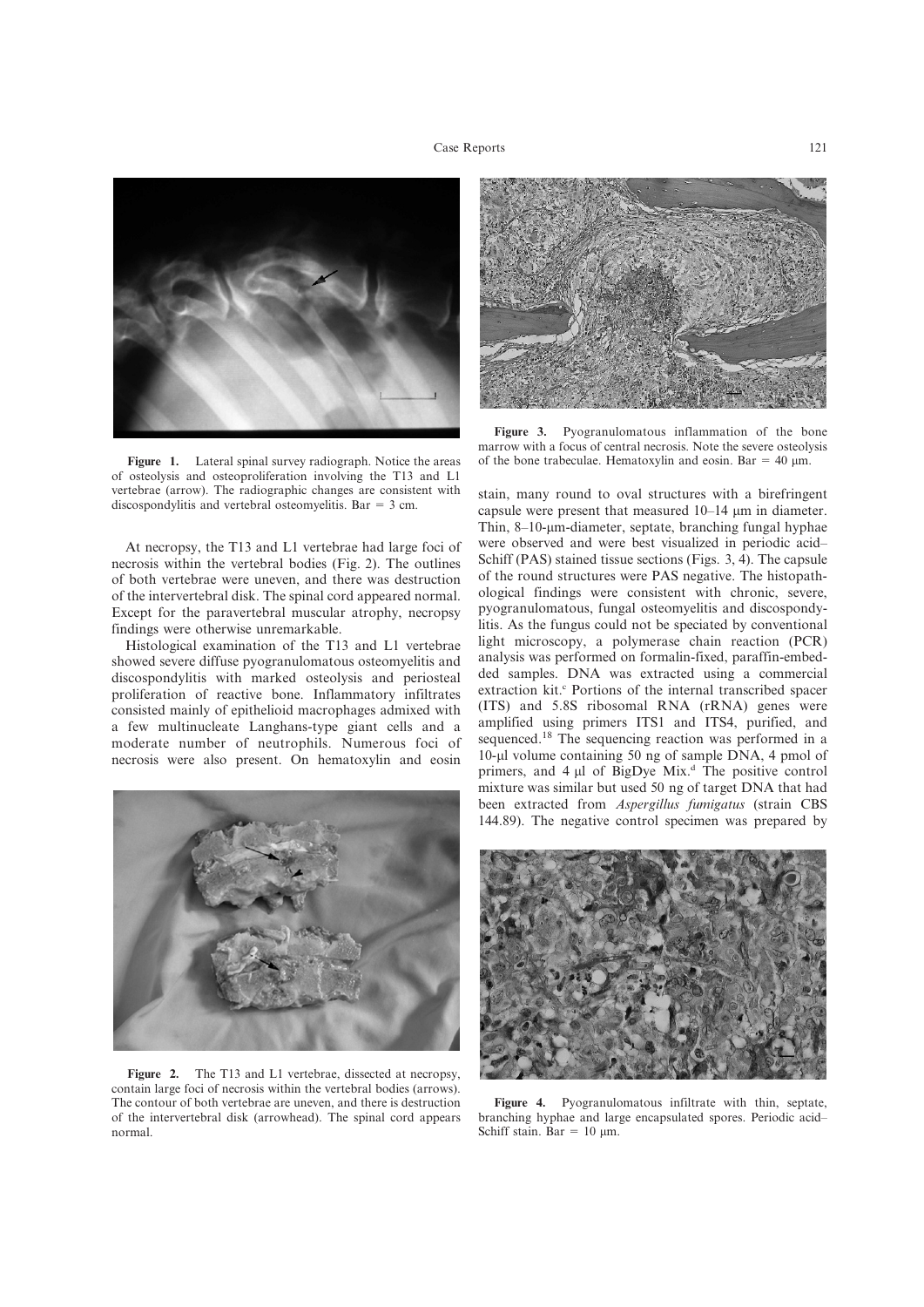Figure 1. Lateral spinal survey radiograph. Notice the areas of osteolysis and osteoproliferation involving the T13 and L1 vertebrae (arrow). The radiographic changes are consistent with discospondylitis and vertebral osteomyelitis. Bar = 3 cm.

At necropsy, the T13 and L1 vertebrae had large foci of necrosis within the vertebral bodies (Fig. 2). The outlines of both vertebrae were uneven, and there was destruction of the intervertebral disk. The spinal cord appeared normal. Except for the paravertebral muscular atrophy, necropsy findings were otherwise unremarkable.

Histological examination of the T13 and L1 vertebrae showed severe diffuse pyogranulomatous osteomyelitis and discospondylitis with marked osteolysis and periosteal proliferation of reactive bone. Inflammatory infiltrates consisted mainly of epithelioid macrophages admixed with a few multinucleate Langhans-type giant cells and a moderate number of neutrophils. Numerous foci of necrosis were also present. On hematoxylin and eosin stain, many round to oval structures with a birefringent capsule were present that measured 10–14 µm in diameter. Thin, 8–10-µm-diameter, septate, branching fungal hyphae were observed and were best visualized in periodic acid–Schiff (PAS) stained tissue sections (Figs. 3, 4). The capsule of the round structures were PAS negative. The histopathological findings were consistent with chronic, severe, pyogranulomatous, fungal osteomyelitis and discospondylitis. As the fungus could not be speciated by conventional light microscopy, a polymerase chain reaction (PCR) analysis was performed on formalin-fixed, paraffin-embedded samples. DNA was extracted using a commercial extraction kit.[c] Portions of the internal transcribed spacer (ITS) and 5.8S ribosomal RNA (rRNA) genes were amplified using primers ITS1 and ITS4, purified, and sequenced.[18] The sequencing reaction was performed in a 10-µl volume containing 50 ng of sample DNA, 4 pmol of primers, and 4 µl of BigDye Mix.[d] The positive control mixture was similar but used 50 ng of target DNA that had been extracted from *Aspergillus fumigatus* (strain CBS 144.89). The negative control specimen was prepared by

Figure 2. The T13 and L1 vertebrae, dissected at necropsy, contain large foci of necrosis within the vertebral bodies (arrows). The contour of both vertebrae are uneven, and there is destruction of the intervertebral disk (arrowhead). The spinal cord appears normal.

Figure 3. Pyogranulomatous inflammation of the bone marrow with a focus of central necrosis. Note the severe osteolysis of the bone trabeculae. Hematoxylin and eosin. Bar = 40 µm.

Figure 4. Pyogranulomatous infiltrate with thin, septate, branching hyphae and large encapsulated spores. Periodic acid–Schiff stain. Bar = 10 µm.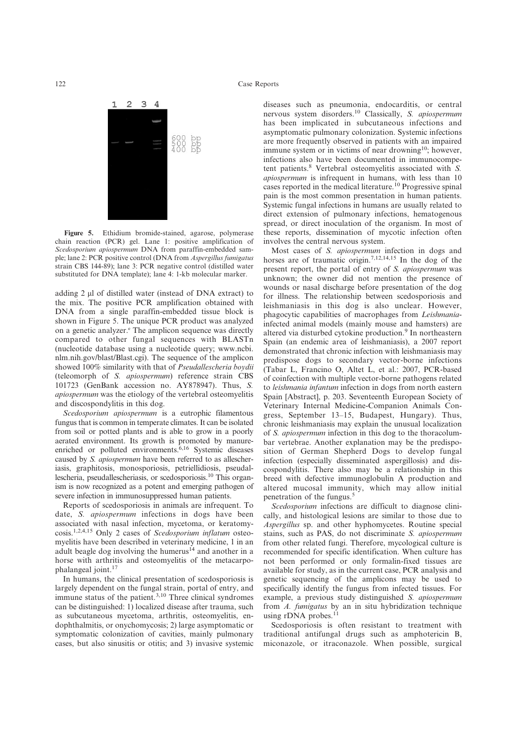Figure 5. Ethidium bromide-stained, agarose, polymerase chain reaction (PCR) gel. Lane 1: positive amplification of *Scedosporium apiospermum* DNA from paraffin-embedded sample; lane 2: PCR positive control (DNA from *Aspergillus fumigatus* strain CBS 144-89); lane 3: PCR negative control (distilled water substituted for DNA template); lane 4: 1-kb molecular marker.

adding 2 µl of distilled water (instead of DNA extract) to the mix. The positive PCR amplification obtained with DNA from a single paraffin-embedded tissue block is shown in Figure 5. The unique PCR product was analyzed on a genetic analyzer.[e] The amplicon sequence was directly compared to other fungal sequences with BLASTn (nucleotide database using a nucleotide query; www.ncbi.nlm.nih.gov/blast/Blast.cgi). The sequence of the amplicon showed 100% similarity with that of *Pseudallescheria boydii* (teleomorph of *S. apiospermum*) reference strain CBS 101723 (GenBank accession no. AY878947). Thus, *S. apiospermum* was the etiology of the vertebral osteomyelitis and discospondylitis in this dog.

*Scedosporium apiospermum* is a eutrophic filamentous fungus that is common in temperate climates. It can be isolated from soil or potted plants and is able to grow in a poorly aerated environment. Its growth is promoted by manure-enriched or polluted environments.[6,16] Systemic diseases caused by *S. apiospermum* have been referred to as allescheriasis, graphitosis, monosporiosis, petriellidiosis, pseudallescheria, pseudallescheriasis, or scedosporiosis.[10] This organism is now recognized as a potent and emerging pathogen of severe infection in immunosuppressed human patients.

Reports of scedosporiosis in animals are infrequent. To date, *S. apiospermum* infections in dogs have been associated with nasal infection, mycetoma, or keratomycosis.[1,2,4,15] Only 2 cases of *Scedosporium inflatum* osteomyelitis have been described in veterinary medicine, 1 in an adult beagle dog involving the humerus[14] and another in a horse with arthritis and osteomyelitis of the metacarpophalangeal joint.[17]

In humans, the clinical presentation of scedosporiosis is largely dependent on the fungal strain, portal of entry, and immune status of the patient.[3,10] Three clinical syndromes can be distinguished: 1) localized disease after trauma, such as subcutaneous mycetoma, arthritis, osteomyelitis, endophthalmitis, or onychomycosis; 2) large asymptomatic or symptomatic colonization of cavities, mainly pulmonary cases, but also sinusitis or otitis; and 3) invasive systemic diseases such as pneumonia, endocarditis, or central nervous system disorders.[10] Classically, *S. apiospermum* has been implicated in subcutaneous infections and asymptomatic pulmonary colonization. Systemic infections are more frequently observed in patients with an impaired immune system or in victims of near drowning[10]; however, infections also have been documented in immunocompetent patients.[8] Vertebral osteomyelitis associated with *S. apiospermum* is infrequent in humans, with less than 10 cases reported in the medical literature.[10] Progressive spinal pain is the most common presentation in human patients. Systemic fungal infections in humans are usually related to direct extension of pulmonary infections, hematogenous spread, or direct inoculation of the organism. In most of these reports, dissemination of mycotic infection often involves the central nervous system.

Most cases of *S. apiospermum* infection in dogs and horses are of traumatic origin.[7,12,14,15] In the dog of the present report, the portal of entry of *S. apiospermum* was unknown; the owner did not mention the presence of wounds or nasal discharge before presentation of the dog for illness. The relationship between scedosporiosis and leishmaniasis in this dog is also unclear. However, phagocytic capabilities of macrophages from *Leishmania*-infected animal models (mainly mouse and hamsters) are altered via disturbed cytokine production.[9] In northeastern Spain (an endemic area of leishmaniasis), a 2007 report demonstrated that chronic infection with leishmaniasis may predispose dogs to secondary vector-borne infections (Tabar L, Francino O, Altet L, et al.: 2007, PCR-based of coinfection with multiple vector-borne pathogens related to *leishmania infantum* infection in dogs from north eastern Spain [Abstract], p. 203. Seventeenth European Society of Veterinary Internal Medicine-Companion Animals Congress, September 13–15, Budapest, Hungary). Thus, chronic leishmaniasis may explain the unusual localization of *S. apiospermum* infection in this dog to the thoracolumbar vertebrae. Another explanation may be the predisposition of German Shepherd Dogs to develop fungal infection (especially disseminated aspergillosis) and discospondylitis. There also may be a relationship in this breed with defective immunoglobulin A production and altered mucosal immunity, which may allow initial penetration of the fungus.[5]

*Scedosporium* infections are difficult to diagnose clinically, and histological lesions are similar to those due to *Aspergillus* sp. and other hyphomycetes. Routine special stains, such as PAS, do not discriminate *S. apiospermum* from other related fungi. Therefore, mycological culture is recommended for specific identification. When culture has not been performed or only formalin-fixed tissues are available for study, as in the current case, PCR analysis and genetic sequencing of the amplicons may be used to specifically identify the fungus from infected tissues. For example, a previous study distinguished *S. apiospermum* from *A. fumigatus* by an in situ hybridization technique using rDNA probes.[11]

Scedosporiosis is often resistant to treatment with traditional antifungal drugs such as amphotericin B, miconazole, or itraconazole. When possible, surgical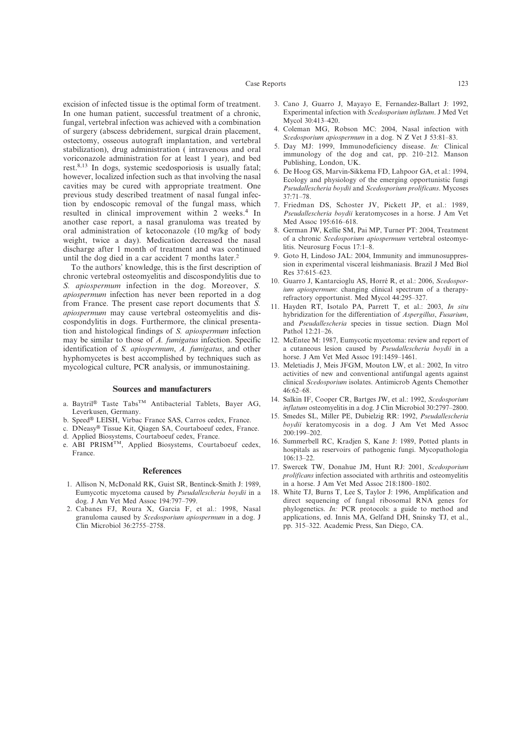excision of infected tissue is the optimal form of treatment. In one human patient, successful treatment of a chronic, fungal, vertebral infection was achieved with a combination of surgery (abscess debridement, surgical drain placement, ostectomy, osseous autograft implantation, and vertebral stabilization), drug administration ( intravenous and oral voriconazole administration for at least 1 year), and bed rest.[8,13] In dogs, systemic scedosporiosis is usually fatal; however, localized infection such as that involving the nasal cavities may be cured with appropriate treatment. One previous study described treatment of nasal fungal infection by endoscopic removal of the fungal mass, which resulted in clinical improvement within 2 weeks.[4] In another case report, a nasal granuloma was treated by oral administration of ketoconazole (10 mg/kg of body weight, twice a day). Medication decreased the nasal discharge after 1 month of treatment and was continued until the dog died in a car accident 7 months later.[2]

To the authors' knowledge, this is the first description of chronic vertebral osteomyelitis and discospondylitis due to *S. apiospermum* infection in the dog. Moreover, *S. apiospermum* infection has never been reported in a dog from France. The present case report documents that *S. apiospermum* may cause vertebral osteomyelitis and discospondylitis in dogs. Furthermore, the clinical presentation and histological findings of *S. apiospermum* infection may be similar to those of *A. fumigatus* infection. Specific identification of *S. apiospermum*, *A. fumigatus*, and other hyphomycetes is best accomplished by techniques such as mycological culture, PCR analysis, or immunostaining.

## Sources and manufacturers

a. Baytril® Taste Tabs™ Antibacterial Tablets, Bayer AG, Leverkusen, Germany.
b. Speed® LEISH, Virbac France SAS, Carros cedex, France.
c. DNeasy® Tissue Kit, Qiagen SA, Courtaboeuf cedex, France.
d. Applied Biosystems, Courtaboeuf cedex, France.
e. ABI PRISM™, Applied Biosystems, Courtaboeuf cedex, France.

## References

1. Allison N, McDonald RK, Guist SR, Bentinck-Smith J: 1989, Eumycotic mycetoma caused by *Pseudallescheria boydii* in a dog. J Am Vet Med Assoc 194:797–799.
2. Cabanes FJ, Roura X, Garcia F, et al.: 1998, Nasal granuloma caused by *Scedosporium apiospermum* in a dog. J Clin Microbiol 36:2755–2758.
3. Cano J, Guarro J, Mayayo E, Fernandez-Ballart J: 1992, Experimental infection with *Scedosporium inflatum*. J Med Vet Mycol 30:413–420.
4. Coleman MG, Robson MC: 2004, Nasal infection with *Scedosporium apiospermum* in a dog. N Z Vet J 53:81–83.
5. Day MJ: 1999, Immunodeficiency disease. *In:* Clinical immunology of the dog and cat, pp. 210–212. Manson Publishing, London, UK.
6. De Hoog GS, Marvin-Sikkema FD, Lahpoor GA, et al.: 1994, Ecology and physiology of the emerging opportunistic fungi *Pseudallescheria boydii* and *Scedosporium prolificans*. Mycoses 37:71–78.
7. Friedman DS, Schoster JV, Pickett JP, et al.: 1989, *Pseudallescheria boydii* keratomycoses in a horse. J Am Vet Med Assoc 195:616–618.
8. German JW, Kellie SM, Pai MP, Turner PT: 2004, Treatment of a chronic *Scedosporium apiospermum* vertebral osteomyelitis. Neurosurg Focus 17:1–8.
9. Goto H, Lindoso JAL: 2004, Immunity and immunosuppression in experimental visceral leishmaniasis. Brazil J Med Biol Res 37:615–623.
10. Guarro J, Kantarcioglu AS, Horré R, et al.: 2006, *Scedosporium apiospermum*: changing clinical spectrum of a therapy-refractory opportunist. Med Mycol 44:295–327.
11. Hayden RT, Isotalo PA, Parrett T, et al.: 2003, *In situ* hybridization for the differentiation of *Aspergillus*, *Fusarium*, and *Pseudallescheria* species in tissue section. Diagn Mol Pathol 12:21–26.
12. McEntee M: 1987, Eumycotic mycetoma: review and report of a cutaneous lesion caused by *Pseudallescheria boydii* in a horse. J Am Vet Med Assoc 191:1459–1461.
13. Meletiadis J, Meis JFGM, Mouton LW, et al.: 2002, In vitro activities of new and conventional antifungal agents against clinical *Scedosporium* isolates. Antimicrob Agents Chemother 46:62–68.
14. Salkin IF, Cooper CR, Bartges JW, et al.: 1992, *Scedosporium inflatum* osteomyelitis in a dog. J Clin Microbiol 30:2797–2800.
15. Smedes SL, Miller PE, Dubielzig RR: 1992, *Pseudallescheria boydii* keratomycosis in a dog. J Am Vet Med Assoc 200:199–202.
16. Summerbell RC, Kradjen S, Kane J: 1989, Potted plants in hospitals as reservoirs of pathogenic fungi. Mycopathologia 106:13–22.
17. Swercek TW, Donahue JM, Hunt RJ: 2001, *Scedosporium prolificans* infection associated with arthritis and osteomyelitis in a horse. J Am Vet Med Assoc 218:1800–1802.
18. White TJ, Burns T, Lee S, Taylor J: 1996, Amplification and direct sequencing of fungal ribosomal RNA genes for phylogenetics. *In:* PCR protocols: a guide to method and applications, ed. Innis MA, Gelfand DH, Sninsky TJ, et al., pp. 315–322. Academic Press, San Diego, CA.